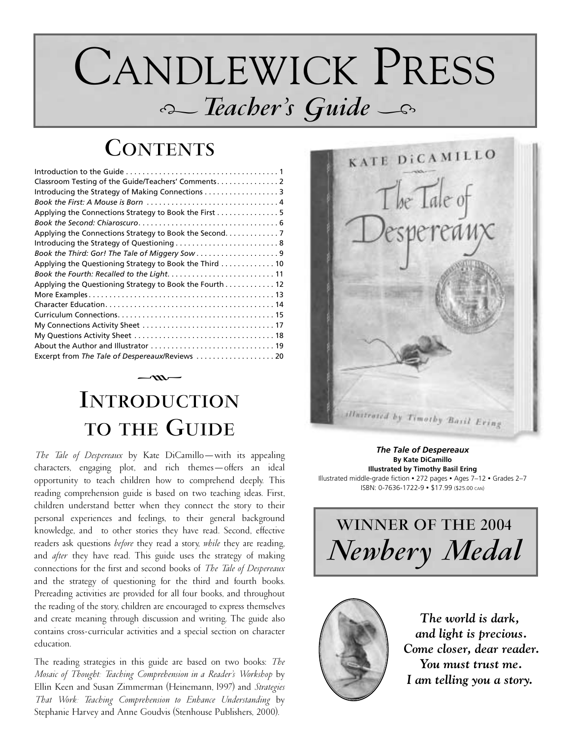# CANDLEWICK PRESS

## *Teacher's Guide*

## CONTENTS

Introduction to the Guide . . . . . . . . . . . . . . . . . . . . . . . . . . . . . . . . . . . . . 1
Classroom Testing of the Guide/Teachers' Comments. . . . . . . . . . . . . . . 2
Introducing the Strategy of Making Connections . . . . . . . . . . . . . . . . . . 3
*Book the First: A Mouse is Born* . . . . . . . . . . . . . . . . . . . . . . . . . . . . . . . 4
Applying the Connections Strategy to Book the First . . . . . . . . . . . . . . . 5
*Book the Second: Chiaroscuro*. . . . . . . . . . . . . . . . . . . . . . . . . . . . . . . . . 6
Applying the Connections Strategy to Book the Second. . . . . . . . . . . . . 7
Introducing the Strategy of Questioning . . . . . . . . . . . . . . . . . . . . . . . . . 8
*Book the Third: Gor! The Tale of Miggery Sow* . . . . . . . . . . . . . . . . . . . . 9
Applying the Questioning Strategy to Book the Third . . . . . . . . . . . . . 10
*Book the Fourth: Recalled to the Light*. . . . . . . . . . . . . . . . . . . . . . . . . . 11
Applying the Questioning Strategy to Book the Fourth . . . . . . . . . . . . 12
More Examples . . . . . . . . . . . . . . . . . . . . . . . . . . . . . . . . . . . . . . . . . . . . 13
Character Education. . . . . . . . . . . . . . . . . . . . . . . . . . . . . . . . . . . . . . . . 14
Curriculum Connections. . . . . . . . . . . . . . . . . . . . . . . . . . . . . . . . . . . . . 15
My Connections Activity Sheet . . . . . . . . . . . . . . . . . . . . . . . . . . . . . . . . 17
My Questions Activity Sheet . . . . . . . . . . . . . . . . . . . . . . . . . . . . . . . . . . 18
About the Author and Illustrator . . . . . . . . . . . . . . . . . . . . . . . . . . . . . . 19
Excerpt from *The Tale of Despereaux*/Reviews . . . . . . . . . . . . . . . . . . . 20

## INTRODUCTION TO THE GUIDE

*The Tale of Despereaux* by Kate DiCamillo—with its appealing characters, engaging plot, and rich themes—offers an ideal opportunity to teach children how to comprehend deeply. This reading comprehension guide is based on two teaching ideas. First, children understand better when they connect the story to their personal experiences and feelings, to their general background knowledge, and to other stories they have read. Second, effective readers ask questions *before* they read a story, *while* they are reading, and *after* they have read. This guide uses the strategy of making connections for the first and second books of *The Tale of Despereaux* and the strategy of questioning for the third and fourth books. Prereading activities are provided for all four books, and throughout the reading of the story, children are encouraged to express themselves and create meaning through discussion and writing. The guide also contains cross-curricular activities and a special section on character education.

The reading strategies in this guide are based on two books: *The Mosaic of Thought: Teaching Comprehension in a Reader's Workshop* by Ellin Keen and Susan Zimmerman (Heinemann, 1997) and *Strategies That Work: Teaching Comprehension to Enhance Understanding* by Stephanie Harvey and Anne Goudvis (Stenhouse Publishers, 2000).

***The Tale of Despereaux***
**By Kate DiCamillo**
**Illustrated by Timothy Basil Ering**
Illustrated middle-grade fiction • 272 pages • Ages 7–12 • Grades 2–7
ISBN: 0-7636-1722-9 • $17.99 ($25.00 CAN)

**WINNER OF THE 2004**
***Newbery Medal***

***The world is dark,***
***and light is precious.***
***Come closer, dear reader.***
***You must trust me.***
***I am telling you a story.***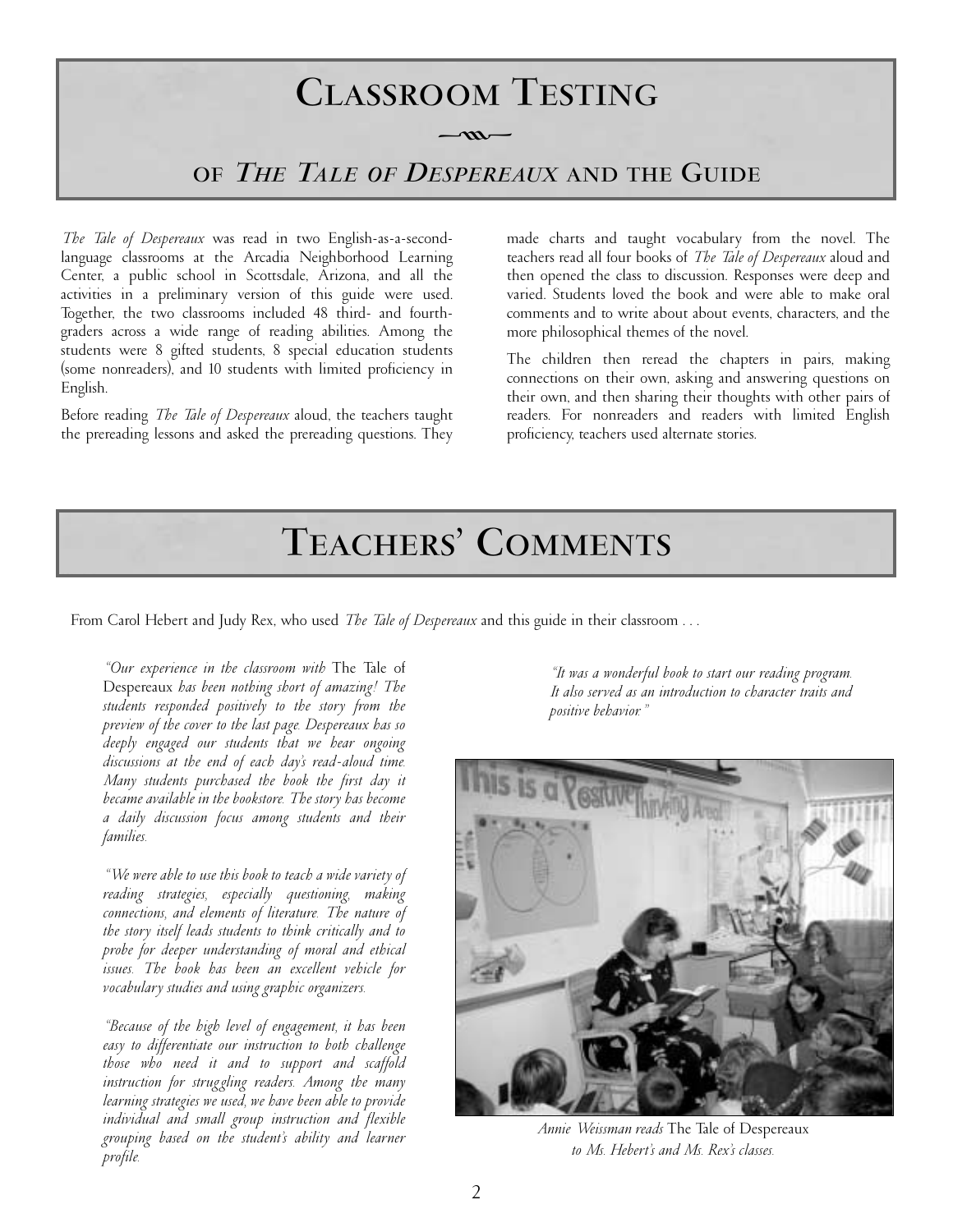# Classroom Testing

## of *The Tale of Despereaux* and the Guide

*The Tale of Despereaux* was read in two English-as-a-second-language classrooms at the Arcadia Neighborhood Learning Center, a public school in Scottsdale, Arizona, and all the activities in a preliminary version of this guide were used. Together, the two classrooms included 48 third- and fourth-graders across a wide range of reading abilities. Among the students were 8 gifted students, 8 special education students (some nonreaders), and 10 students with limited proficiency in English.

Before reading *The Tale of Despereaux* aloud, the teachers taught the prereading lessons and asked the prereading questions. They made charts and taught vocabulary from the novel. The teachers read all four books of *The Tale of Despereaux* aloud and then opened the class to discussion. Responses were deep and varied. Students loved the book and were able to make oral comments and to write about about events, characters, and the more philosophical themes of the novel.

The children then reread the chapters in pairs, making connections on their own, asking and answering questions on their own, and then sharing their thoughts with other pairs of readers. For nonreaders and readers with limited English proficiency, teachers used alternate stories.

# Teachers' Comments

From Carol Hebert and Judy Rex, who used *The Tale of Despereaux* and this guide in their classroom . . .

*"Our experience in the classroom with* The Tale of Despereaux *has been nothing short of amazing! The students responded positively to the story from the preview of the cover to the last page. Despereaux has so deeply engaged our students that we hear ongoing discussions at the end of each day's read-aloud time. Many students purchased the book the first day it became available in the bookstore. The story has become a daily discussion focus among students and their families.*

*"We were able to use this book to teach a wide variety of reading strategies, especially questioning, making connections, and elements of literature. The nature of the story itself leads students to think critically and to probe for deeper understanding of moral and ethical issues. The book has been an excellent vehicle for vocabulary studies and using graphic organizers.*

*"Because of the high level of engagement, it has been easy to differentiate our instruction to both challenge those who need it and to support and scaffold instruction for struggling readers. Among the many learning strategies we used, we have been able to provide individual and small group instruction and flexible grouping based on the student's ability and learner profile.*

*"It was a wonderful book to start our reading program. It also served as an introduction to character traits and positive behavior."*

*Annie Weissman reads* The Tale of Despereaux *to Ms. Hebert's and Ms. Rex's classes.*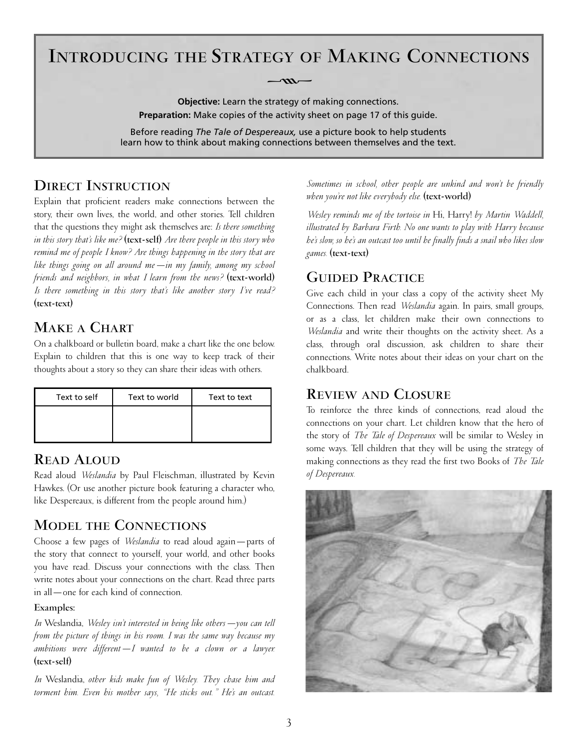# Introducing the Strategy of Making Connections

**Objective:** Learn the strategy of making connections.

**Preparation:** Make copies of the activity sheet on page 17 of this guide.

Before reading *The Tale of Despereaux,* use a picture book to help students learn how to think about making connections between themselves and the text.

## Direct Instruction

Explain that proficient readers make connections between the story, their own lives, the world, and other stories. Tell children that the questions they might ask themselves are: *Is there something in this story that's like me?* **(text-self)** *Are there people in this story who remind me of people I know? Are things happening in the story that are like things going on all around me—in my family, among my school friends and neighbors, in what I learn from the news?* **(text-world)** *Is there something in this story that's like another story I've read?* **(text-text)**

## Make a Chart

On a chalkboard or bulletin board, make a chart like the one below. Explain to children that this is one way to keep track of their thoughts about a story so they can share their ideas with others.

| Text to self | Text to world | Text to text |
|---|---|---|
| | | |

## Read Aloud

Read aloud *Weslandia* by Paul Fleischman, illustrated by Kevin Hawkes. (Or use another picture book featuring a character who, like Despereaux, is different from the people around him.)

## Model the Connections

Choose a few pages of *Weslandia* to read aloud again—parts of the story that connect to yourself, your world, and other books you have read. Discuss your connections with the class. Then write notes about your connections on the chart. Read three parts in all—one for each kind of connection.

**Examples:**

*In* Weslandia, *Wesley isn't interested in being like others—you can tell from the picture of things in his room. I was the same way because my ambitions were different—I wanted to be a clown or a lawyer.* **(text-self)**

*In* Weslandia, *other kids make fun of Wesley. They chase him and torment him. Even his mother says, "He sticks out." He's an outcast. Sometimes in school, other people are unkind and won't be friendly when you're not like everybody else.* **(text-world)**

*Wesley reminds me of the tortoise in* Hi, Harry! *by Martin Waddell, illustrated by Barbara Firth. No one wants to play with Harry because he's slow, so he's an outcast too until he finally finds a snail who likes slow games.* **(text-text)**

## Guided Practice

Give each child in your class a copy of the activity sheet My Connections. Then read *Weslandia* again. In pairs, small groups, or as a class, let children make their own connections to *Weslandia* and write their thoughts on the activity sheet. As a class, through oral discussion, ask children to share their connections. Write notes about their ideas on your chart on the chalkboard.

## Review and Closure

To reinforce the three kinds of connections, read aloud the connections on your chart. Let children know that the hero of the story of *The Tale of Despereaux* will be similar to Wesley in some ways. Tell children that they will be using the strategy of making connections as they read the first two Books of *The Tale of Despereaux.*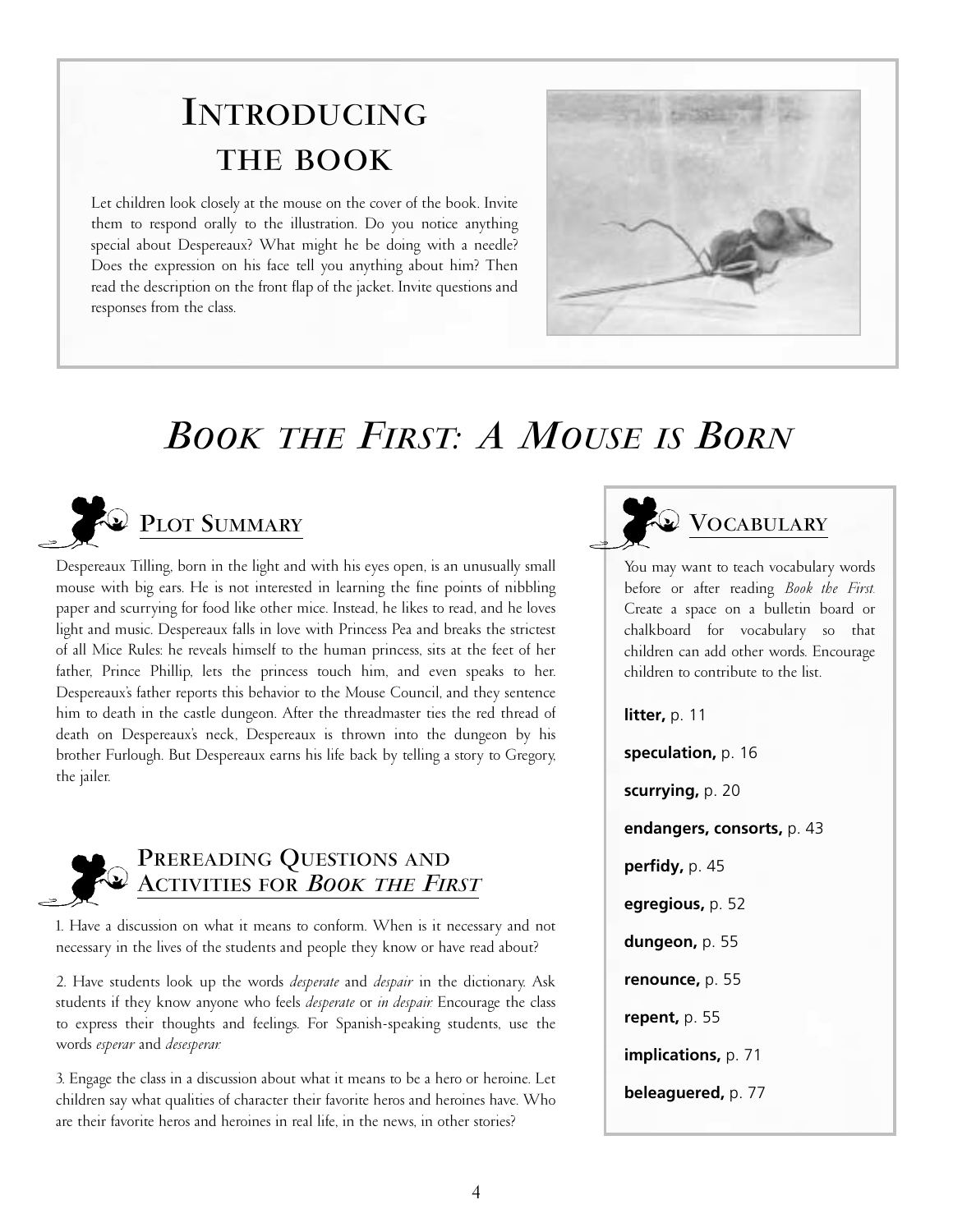## Introducing the book

Let children look closely at the mouse on the cover of the book. Invite them to respond orally to the illustration. Do you notice anything special about Despereaux? What might he be doing with a needle? Does the expression on his face tell you anything about him? Then read the description on the front flap of the jacket. Invite questions and responses from the class.

# *Book the First: A Mouse is Born*

## Plot Summary

Despereaux Tilling, born in the light and with his eyes open, is an unusually small mouse with big ears. He is not interested in learning the fine points of nibbling paper and scurrying for food like other mice. Instead, he likes to read, and he loves light and music. Despereaux falls in love with Princess Pea and breaks the strictest of all Mice Rules: he reveals himself to the human princess, sits at the feet of her father, Prince Phillip, lets the princess touch him, and even speaks to her. Despereaux's father reports this behavior to the Mouse Council, and they sentence him to death in the castle dungeon. After the threadmaster ties the red thread of death on Despereaux's neck, Despereaux is thrown into the dungeon by his brother Furlough. But Despereaux earns his life back by telling a story to Gregory, the jailer.

## Prereading Questions and Activities for *Book the First*

1. Have a discussion on what it means to conform. When is it necessary and not necessary in the lives of the students and people they know or have read about?

2. Have students look up the words *desperate* and *despair* in the dictionary. Ask students if they know anyone who feels *desperate* or *in despair.* Encourage the class to express their thoughts and feelings. For Spanish-speaking students, use the words *esperar* and *desesperar.*

3. Engage the class in a discussion about what it means to be a hero or heroine. Let children say what qualities of character their favorite heros and heroines have. Who are their favorite heros and heroines in real life, in the news, in other stories?

## Vocabulary

You may want to teach vocabulary words before or after reading *Book the First.* Create a space on a bulletin board or chalkboard for vocabulary so that children can add other words. Encourage children to contribute to the list.

**litter,** p. 11

**speculation,** p. 16

**scurrying,** p. 20

**endangers, consorts,** p. 43

**perfidy,** p. 45

**egregious,** p. 52

**dungeon,** p. 55

**renounce,** p. 55

**repent,** p. 55

**implications,** p. 71

**beleaguered,** p. 77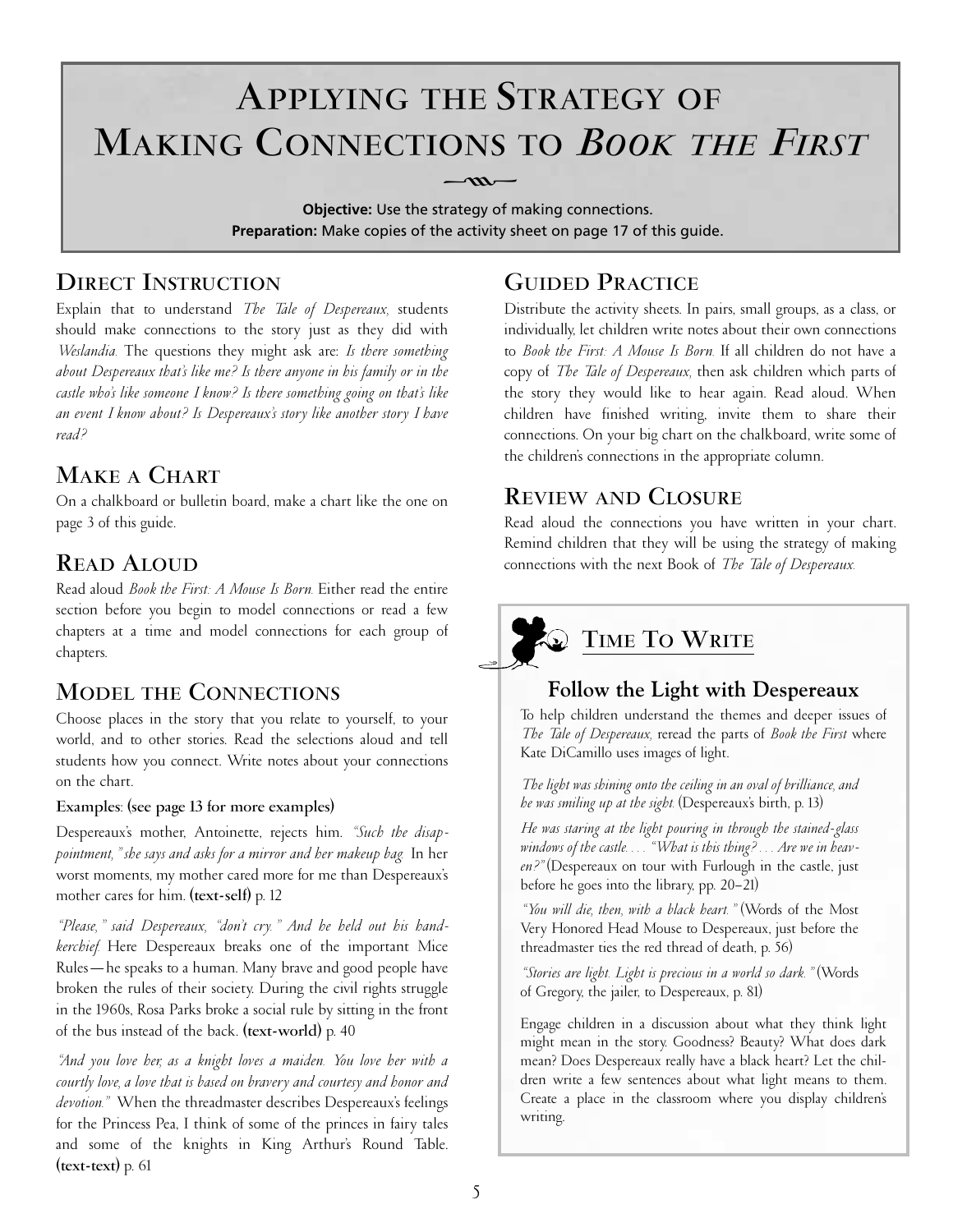# Applying the Strategy of Making Connections to *Book the First*

**Objective:** Use the strategy of making connections.
**Preparation:** Make copies of the activity sheet on page 17 of this guide.

## Direct Instruction

Explain that to understand *The Tale of Despereaux,* students should make connections to the story just as they did with *Weslandia.* The questions they might ask are: *Is there something about Despereaux that's like me? Is there anyone in his family or in the castle who's like someone I know? Is there something going on that's like an event I know about? Is Despereaux's story like another story I have read?*

## Make a Chart

On a chalkboard or bulletin board, make a chart like the one on page 3 of this guide.

## Read Aloud

Read aloud *Book the First: A Mouse Is Born.* Either read the entire section before you begin to model connections or read a few chapters at a time and model connections for each group of chapters.

## Model the Connections

Choose places in the story that you relate to yourself, to your world, and to other stories. Read the selections aloud and tell students how you connect. Write notes about your connections on the chart.

**Examples: (see page 13 for more examples)**

Despereaux's mother, Antoinette, rejects him. *"Such the disappointment," she says and asks for a mirror and her makeup bag.* In her worst moments, my mother cared more for me than Despereaux's mother cares for him. **(text-self)** p. 12

*"Please," said Despereaux, "don't cry." And he held out his handkerchief.* Here Despereaux breaks one of the important Mice Rules—he speaks to a human. Many brave and good people have broken the rules of their society. During the civil rights struggle in the 1960s, Rosa Parks broke a social rule by sitting in the front of the bus instead of the back. **(text-world)** p. 40

*"And you love her, as a knight loves a maiden. You love her with a courtly love, a love that is based on bravery and courtesy and honor and devotion."* When the threadmaster describes Despereaux's feelings for the Princess Pea, I think of some of the princes in fairy tales and some of the knights in King Arthur's Round Table. **(text-text)** p. 61

## Guided Practice

Distribute the activity sheets. In pairs, small groups, as a class, or individually, let children write notes about their own connections to *Book the First: A Mouse Is Born.* If all children do not have a copy of *The Tale of Despereaux,* then ask children which parts of the story they would like to hear again. Read aloud. When children have finished writing, invite them to share their connections. On your big chart on the chalkboard, write some of the children's connections in the appropriate column.

## Review and Closure

Read aloud the connections you have written in your chart. Remind children that they will be using the strategy of making connections with the next Book of *The Tale of Despereaux.*

## Time To Write

### Follow the Light with Despereaux

To help children understand the themes and deeper issues of *The Tale of Despereaux,* reread the parts of *Book the First* where Kate DiCamillo uses images of light.

*The light was shining onto the ceiling in an oval of brilliance, and he was smiling up at the sight.* (Despereaux's birth, p. 13)

*He was staring at the light pouring in through the stained-glass windows of the castle. . . . "What is this thing? . . . Are we in heaven?"* (Despereaux on tour with Furlough in the castle, just before he goes into the library, pp. 20–21)

*"You will die, then, with a black heart."* (Words of the Most Very Honored Head Mouse to Despereaux, just before the threadmaster ties the red thread of death, p. 56)

*"Stories are light. Light is precious in a world so dark."* (Words of Gregory, the jailer, to Despereaux, p. 81)

Engage children in a discussion about what they think light might mean in the story. Goodness? Beauty? What does dark mean? Does Despereaux really have a black heart? Let the children write a few sentences about what light means to them. Create a place in the classroom where you display children's writing.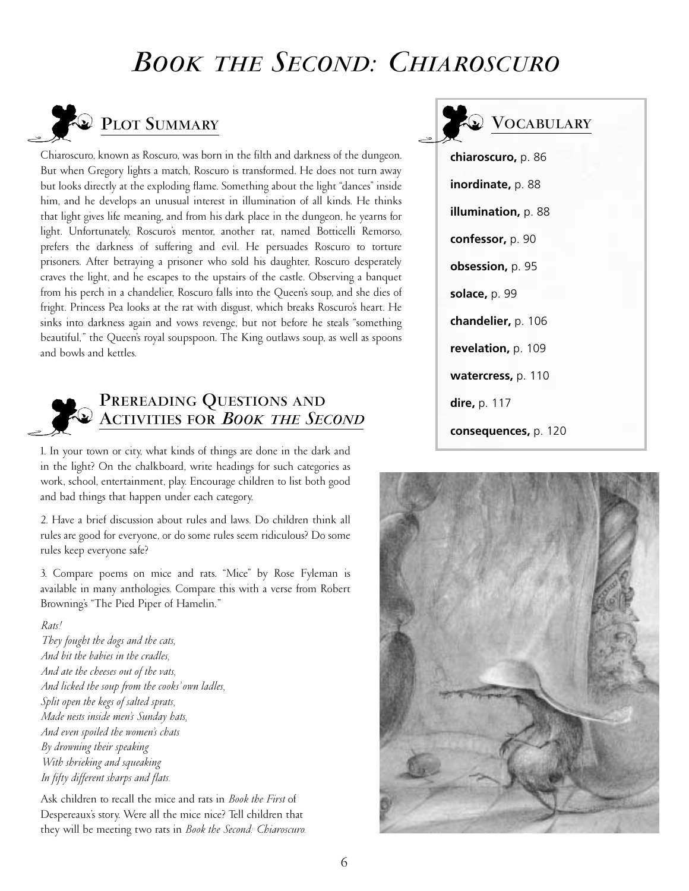# *Book the Second: Chiaroscuro*

## Plot Summary

Chiaroscuro, known as Roscuro, was born in the filth and darkness of the dungeon. But when Gregory lights a match, Roscuro is transformed. He does not turn away but looks directly at the exploding flame. Something about the light "dances" inside him, and he develops an unusual interest in illumination of all kinds. He thinks that light gives life meaning, and from his dark place in the dungeon, he yearns for light. Unfortunately, Roscuro's mentor, another rat, named Botticelli Remorso, prefers the darkness of suffering and evil. He persuades Roscuro to torture prisoners. After betraying a prisoner who sold his daughter, Roscuro desperately craves the light, and he escapes to the upstairs of the castle. Observing a banquet from his perch in a chandelier, Roscuro falls into the Queen's soup, and she dies of fright. Princess Pea looks at the rat with disgust, which breaks Roscuro's heart. He sinks into darkness again and vows revenge, but not before he steals "something beautiful," the Queen's royal soupspoon. The King outlaws soup, as well as spoons and bowls and kettles.

## Vocabulary

**chiaroscuro,** p. 86

**inordinate,** p. 88

**illumination,** p. 88

**confessor,** p. 90

**obsession,** p. 95

**solace,** p. 99

**chandelier,** p. 106

**revelation,** p. 109

**watercress,** p. 110

**dire,** p. 117

**consequences,** p. 120

## Prereading Questions and Activities for *Book the Second*

1. In your town or city, what kinds of things are done in the dark and in the light? On the chalkboard, write headings for such categories as work, school, entertainment, play. Encourage children to list both good and bad things that happen under each category.

2. Have a brief discussion about rules and laws. Do children think all rules are good for everyone, or do some rules seem ridiculous? Do some rules keep everyone safe?

3. Compare poems on mice and rats. "Mice" by Rose Fyleman is available in many anthologies. Compare this with a verse from Robert Browning's "The Pied Piper of Hamelin."

*Rats!*
*They fought the dogs and the cats,*
*And bit the babies in the cradles,*
*And ate the cheeses out of the vats,*
*And licked the soup from the cooks' own ladles,*
*Split open the kegs of salted sprats,*
*Made nests inside men's Sunday hats,*
*And even spoiled the women's chats*
*By drowning their speaking*
*With shrieking and squeaking*
*In fifty different sharps and flats.*

Ask children to recall the mice and rats in *Book the First* of Despereaux's story. Were all the mice nice? Tell children that they will be meeting two rats in *Book the Second: Chiaroscuro.*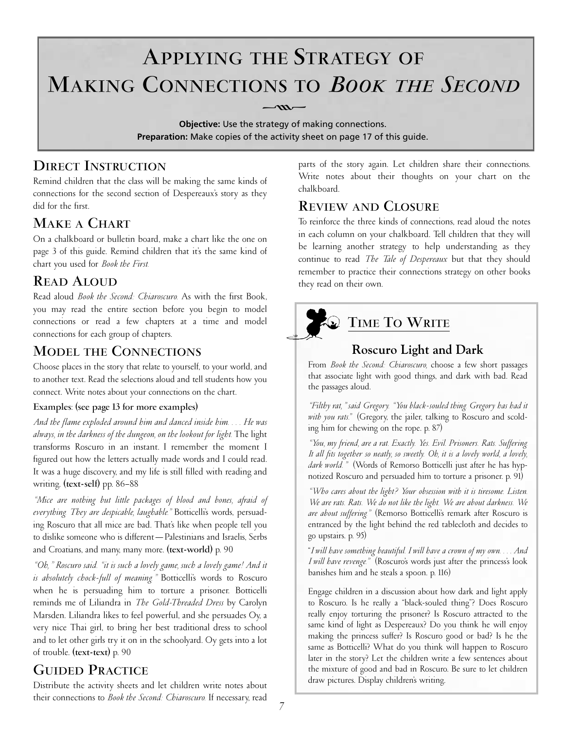# Applying the Strategy of Making Connections to *Book the Second*

**Objective:** Use the strategy of making connections.
**Preparation:** Make copies of the activity sheet on page 17 of this guide.

## Direct Instruction

Remind children that the class will be making the same kinds of connections for the second section of Despereaux's story as they did for the first.

## Make a Chart

On a chalkboard or bulletin board, make a chart like the one on page 3 of this guide. Remind children that it's the same kind of chart you used for *Book the First.*

## Read Aloud

Read aloud *Book the Second: Chiaroscuro.* As with the first Book, you may read the entire section before you begin to model connections or read a few chapters at a time and model connections for each group of chapters.

## Model the Connections

Choose places in the story that relate to yourself, to your world, and to another text. Read the selections aloud and tell students how you connect. Write notes about your connections on the chart.

**Examples: (see page 13 for more examples)**

*And the flame exploded around him and danced inside him. . . . He was always, in the darkness of the dungeon, on the lookout for light.* The light transforms Roscuro in an instant. I remember the moment I figured out how the letters actually made words and I could read. It was a huge discovery, and my life is still filled with reading and writing. **(text-self)** pp. 86–88

*"Mice are nothing but little packages of blood and bones, afraid of everything. They are despicable, laughable."* Botticelli's words, persuading Roscuro that all mice are bad. That's like when people tell you to dislike someone who is different—Palestinians and Israelis, Serbs and Croatians, and many, many more. **(text-world)** p. 90

*"Oh," Roscuro said. "it is such a lovely game, such a lovely game! And it is absolutely chock-full of meaning."* Botticelli's words to Roscuro when he is persuading him to torture a prisoner. Botticelli reminds me of Liliandra in *The Gold-Threaded Dress* by Carolyn Marsden. Liliandra likes to feel powerful, and she persuades Oy, a very nice Thai girl, to bring her best traditional dress to school and to let other girls try it on in the schoolyard. Oy gets into a lot of trouble. **(text-text)** p. 90

## Guided Practice

Distribute the activity sheets and let children write notes about their connections to *Book the Second: Chiaroscuro.* If necessary, read parts of the story again. Let children share their connections. Write notes about their thoughts on your chart on the chalkboard.

## Review and Closure

To reinforce the three kinds of connections, read aloud the notes in each column on your chalkboard. Tell children that they will be learning another strategy to help understanding as they continue to read *The Tale of Despereaux* but that they should remember to practice their connections strategy on other books they read on their own.

## Time To Write

### Roscuro Light and Dark

From *Book the Second: Chiaroscuro,* choose a few short passages that associate light with good things, and dark with bad. Read the passages aloud.

*"Filthy rat," said Gregory. "You black-souled thing. Gregory has had it with you rats."* (Gregory, the jailer, talking to Roscuro and scolding him for chewing on the rope. p. 87)

*"You, my friend, are a rat. Exactly. Yes. Evil. Prisoners. Rats. Suffering. It all fits together so neatly, so sweetly. Oh, it is a lovely world, a lovely, dark world."* (Words of Remorso Botticelli just after he has hypnotized Roscuro and persuaded him to torture a prisoner. p. 91)

*"Who cares about the light? Your obsession with it is tiresome. Listen. We are rats. Rats. We do not like the light. We are about darkness. We are about suffering."* (Remorso Botticelli's remark after Roscuro is entranced by the light behind the red tablecloth and decides to go upstairs. p. 95)

"*I will have something beautiful. I will have a crown of my own. . . . And I will have revenge.*" (Roscuro's words just after the princess's look banishes him and he steals a spoon. p. 116)

Engage children in a discussion about how dark and light apply to Roscuro. Is he really a "black-souled thing"? Does Roscuro really enjoy torturing the prisoner? Is Roscuro attracted to the same kind of light as Despereaux? Do you think he will enjoy making the princess suffer? Is Roscuro good or bad? Is he the same as Botticelli? What do you think will happen to Roscuro later in the story? Let the children write a few sentences about the mixture of good and bad in Roscuro. Be sure to let children draw pictures. Display children's writing.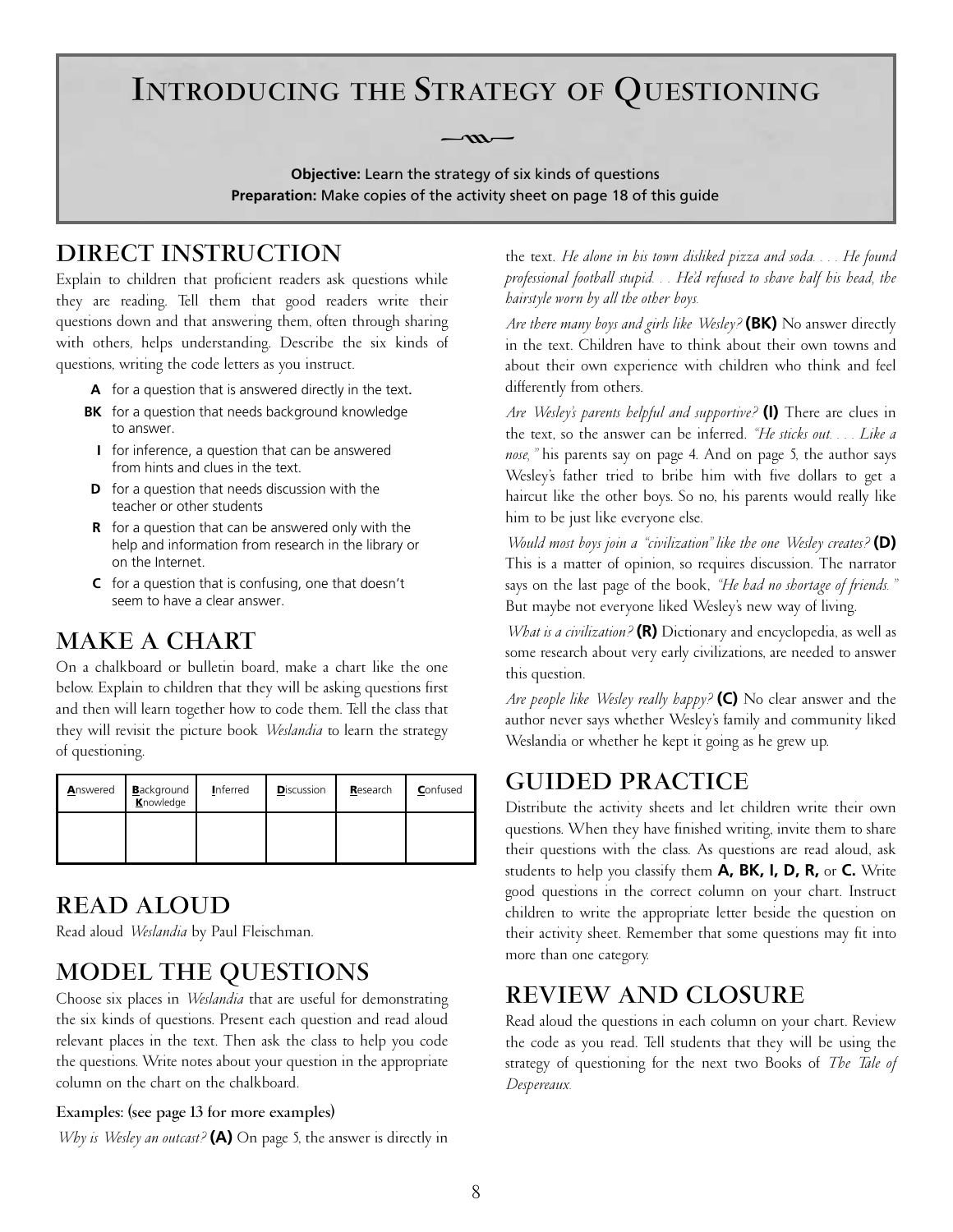# Introducing the Strategy of Questioning

**Objective:** Learn the strategy of six kinds of questions
**Preparation:** Make copies of the activity sheet on page 18 of this guide

## DIRECT INSTRUCTION

Explain to children that proficient readers ask questions while they are reading. Tell them that good readers write their questions down and that answering them, often through sharing with others, helps understanding. Describe the six kinds of questions, writing the code letters as you instruct.

- **A** for a question that is answered directly in the text.
- **BK** for a question that needs background knowledge to answer.
- **I** for inference, a question that can be answered from hints and clues in the text.
- **D** for a question that needs discussion with the teacher or other students
- **R** for a question that can be answered only with the help and information from research in the library or on the Internet.
- **C** for a question that is confusing, one that doesn't seem to have a clear answer.

## MAKE A CHART

On a chalkboard or bulletin board, make a chart like the one below. Explain to children that they will be asking questions first and then will learn together how to code them. Tell the class that they will revisit the picture book *Weslandia* to learn the strategy of questioning.

| Answered | Background Knowledge | Inferred | Discussion | Research | Confused |
|---|---|---|---|---|---|
| | | | | | |

## READ ALOUD

Read aloud *Weslandia* by Paul Fleischman.

## MODEL THE QUESTIONS

Choose six places in *Weslandia* that are useful for demonstrating the six kinds of questions. Present each question and read aloud relevant places in the text. Then ask the class to help you code the questions. Write notes about your question in the appropriate column on the chart on the chalkboard.

### Examples: (see page 13 for more examples)

*Why is Wesley an outcast?* **(A)** On page 5, the answer is directly in the text. *He alone in his town disliked pizza and soda. . . . He found professional football stupid. . . He'd refused to shave half his head, the hairstyle worn by all the other boys.*

*Are there many boys and girls like Wesley?* **(BK)** No answer directly in the text. Children have to think about their own towns and about their own experience with children who think and feel differently from others.

*Are Wesley's parents helpful and supportive?* **(I)** There are clues in the text, so the answer can be inferred. *"He sticks out. . . . Like a nose,"* his parents say on page 4. And on page 5, the author says Wesley's father tried to bribe him with five dollars to get a haircut like the other boys. So no, his parents would really like him to be just like everyone else.

*Would most boys join a "civilization" like the one Wesley creates?* **(D)** This is a matter of opinion, so requires discussion. The narrator says on the last page of the book, *"He had no shortage of friends."* But maybe not everyone liked Wesley's new way of living.

*What is a civilization?* **(R)** Dictionary and encyclopedia, as well as some research about very early civilizations, are needed to answer this question.

*Are people like Wesley really happy?* **(C)** No clear answer and the author never says whether Wesley's family and community liked Weslandia or whether he kept it going as he grew up.

## GUIDED PRACTICE

Distribute the activity sheets and let children write their own questions. When they have finished writing, invite them to share their questions with the class. As questions are read aloud, ask students to help you classify them **A, BK, I, D, R,** or **C.** Write good questions in the correct column on your chart. Instruct children to write the appropriate letter beside the question on their activity sheet. Remember that some questions may fit into more than one category.

## REVIEW AND CLOSURE

Read aloud the questions in each column on your chart. Review the code as you read. Tell students that they will be using the strategy of questioning for the next two Books of *The Tale of Despereaux.*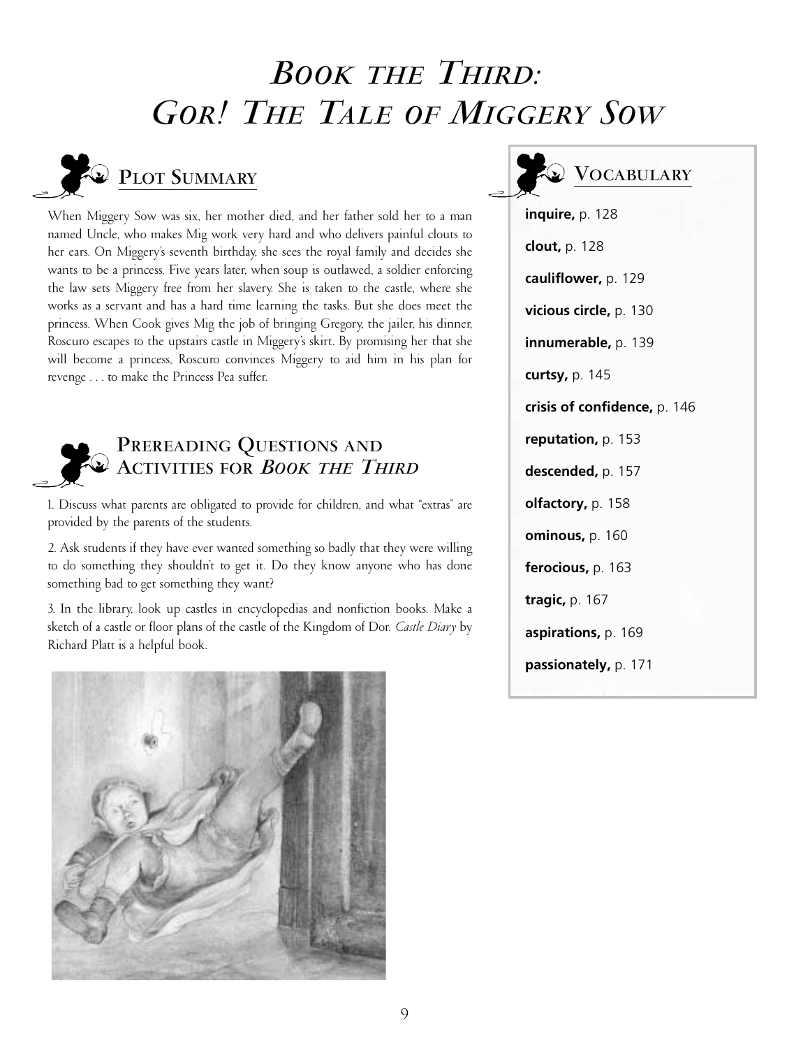# *Book the Third: Gor! The Tale of Miggery Sow*

## Plot Summary

When Miggery Sow was six, her mother died, and her father sold her to a man named Uncle, who makes Mig work very hard and who delivers painful clouts to her ears. On Miggery's seventh birthday, she sees the royal family and decides she wants to be a princess. Five years later, when soup is outlawed, a soldier enforcing the law sets Miggery free from her slavery. She is taken to the castle, where she works as a servant and has a hard time learning the tasks. But she does meet the princess. When Cook gives Mig the job of bringing Gregory, the jailer, his dinner, Roscuro escapes to the upstairs castle in Miggery's skirt. By promising her that she will become a princess, Roscuro convinces Miggery to aid him in his plan for revenge . . . to make the Princess Pea suffer.

## Prereading Questions and Activities for *Book the Third*

1. Discuss what parents are obligated to provide for children, and what "extras" are provided by the parents of the students.

2. Ask students if they have ever wanted something so badly that they were willing to do something they shouldn't to get it. Do they know anyone who has done something bad to get something they want?

3. In the library, look up castles in encyclopedias and nonfiction books. Make a sketch of a castle or floor plans of the castle of the Kingdom of Dor. *Castle Diary* by Richard Platt is a helpful book.

## Vocabulary

**inquire,** p. 128

**clout,** p. 128

**cauliflower,** p. 129

**vicious circle,** p. 130

**innumerable,** p. 139

**curtsy,** p. 145

**crisis of confidence,** p. 146

**reputation,** p. 153

**descended,** p. 157

**olfactory,** p. 158

**ominous,** p. 160

**ferocious,** p. 163

**tragic,** p. 167

**aspirations,** p. 169

**passionately,** p. 171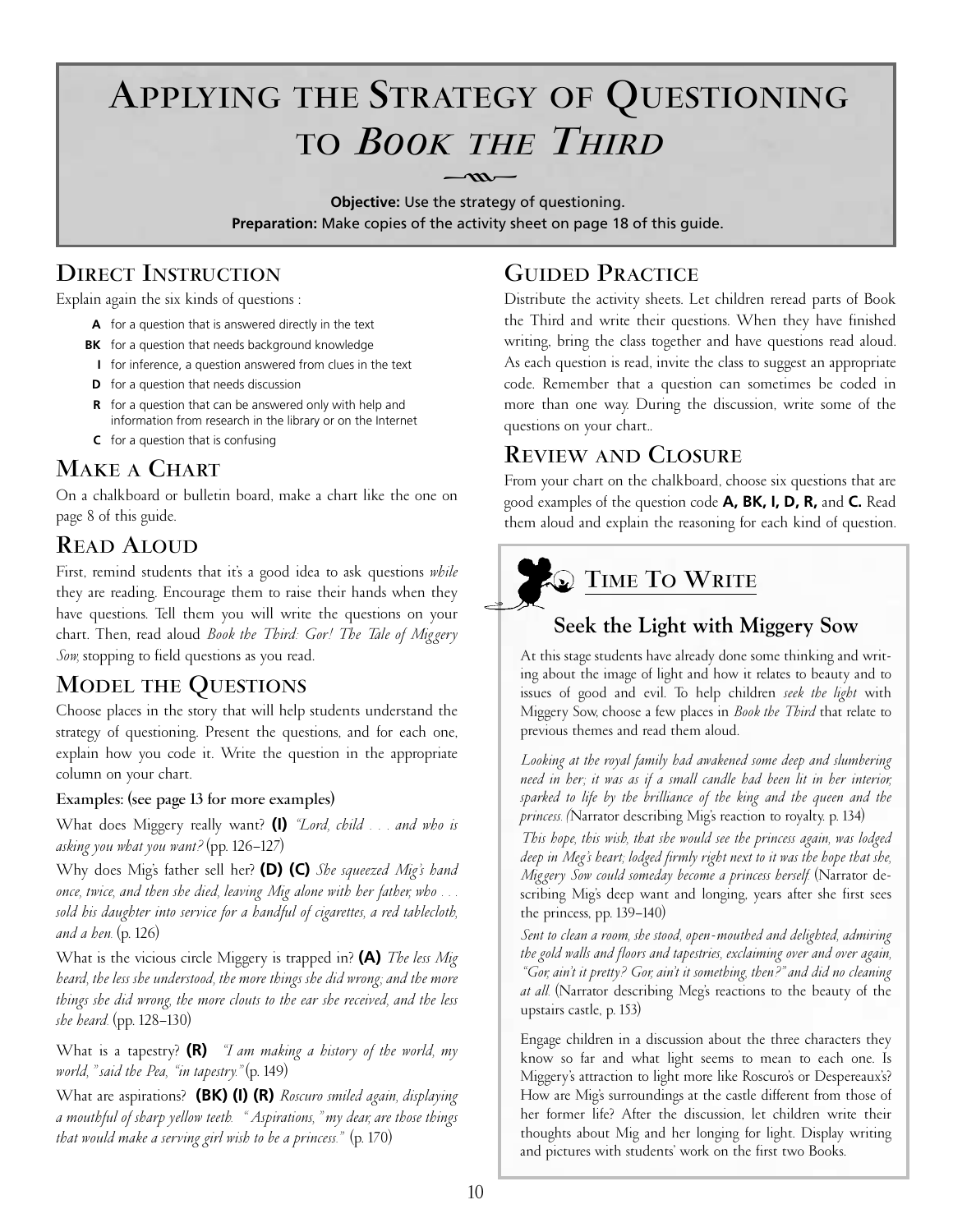# Applying the Strategy of Questioning to *Book the Third*

**Objective:** Use the strategy of questioning.
**Preparation:** Make copies of the activity sheet on page 18 of this guide.

## Direct Instruction

Explain again the six kinds of questions :

- **A** for a question that is answered directly in the text
- **BK** for a question that needs background knowledge
- **I** for inference, a question answered from clues in the text
- **D** for a question that needs discussion
- **R** for a question that can be answered only with help and information from research in the library or on the Internet
- **C** for a question that is confusing

## Make a Chart

On a chalkboard or bulletin board, make a chart like the one on page 8 of this guide.

## Read Aloud

First, remind students that it's a good idea to ask questions *while* they are reading. Encourage them to raise their hands when they have questions. Tell them you will write the questions on your chart. Then, read aloud *Book the Third: Gor! The Tale of Miggery Sow,* stopping to field questions as you read.

## Model the Questions

Choose places in the story that will help students understand the strategy of questioning. Present the questions, and for each one, explain how you code it. Write the question in the appropriate column on your chart.

**Examples: (see page 13 for more examples)**

What does Miggery really want? **(I)** *"Lord, child . . . and who is asking you what you want?* (pp. 126–127)

Why does Mig's father sell her? **(D) (C)** *She squeezed Mig's hand once, twice, and then she died, leaving Mig alone with her father, who . . . sold his daughter into service for a handful of cigarettes, a red tablecloth, and a hen.* (p. 126)

What is the vicious circle Miggery is trapped in? **(A)** *The less Mig heard, the less she understood, the more things she did wrong; and the more things she did wrong, the more clouts to the ear she received, and the less she heard.* (pp. 128–130)

What is a tapestry? **(R)** *"I am making a history of the world, my world," said the Pea, "in tapestry."* (p. 149)

What are aspirations? **(BK) (I) (R)** *Roscuro smiled again, displaying a mouthful of sharp yellow teeth. "Aspirations," my dear, are those things that would make a serving girl wish to be a princess."* (p. 170)

## Guided Practice

Distribute the activity sheets. Let children reread parts of Book the Third and write their questions. When they have finished writing, bring the class together and have questions read aloud. As each question is read, invite the class to suggest an appropriate code. Remember that a question can sometimes be coded in more than one way. During the discussion, write some of the questions on your chart..

## Review and Closure

From your chart on the chalkboard, choose six questions that are good examples of the question code **A, BK, I, D, R,** and **C.** Read them aloud and explain the reasoning for each kind of question.

## Time To Write

### Seek the Light with Miggery Sow

At this stage students have already done some thinking and writing about the image of light and how it relates to beauty and to issues of good and evil. To help children *seek the light* with Miggery Sow, choose a few places in *Book the Third* that relate to previous themes and read them aloud.

*Looking at the royal family had awakened some deep and slumbering need in her; it was as if a small candle had been lit in her interior, sparked to life by the brilliance of the king and the queen and the princess. (*Narrator describing Mig's reaction to royalty. p. 134)

*This hope, this wish, that she would see the princess again, was lodged deep in Meg's heart; lodged firmly right next to it was the hope that she, Miggery Sow could someday become a princess herself.* (Narrator describing Mig's deep want and longing, years after she first sees the princess, pp. 139–140)

*Sent to clean a room, she stood, open-mouthed and delighted, admiring the gold walls and floors and tapestries, exclaiming over and over again, "Gor, ain't it pretty? Gor, ain't it something, then?" and did no cleaning at all.* (Narrator describing Meg's reactions to the beauty of the upstairs castle, p. 153)

Engage children in a discussion about the three characters they know so far and what light seems to mean to each one. Is Miggery's attraction to light more like Roscuro's or Despereaux's? How are Mig's surroundings at the castle different from those of her former life? After the discussion, let children write their thoughts about Mig and her longing for light. Display writing and pictures with students' work on the first two Books.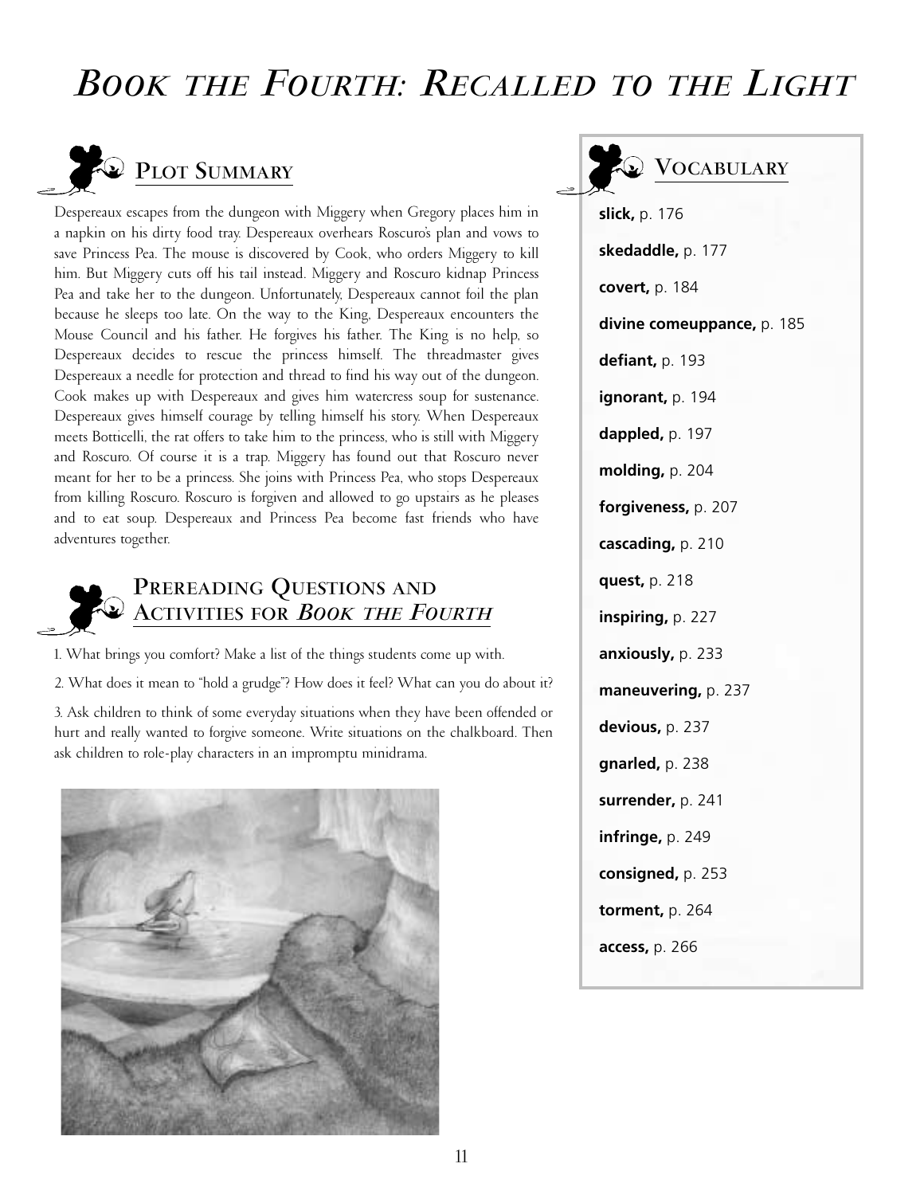# *Book the Fourth: Recalled to the Light*

## Plot Summary

Despereaux escapes from the dungeon with Miggery when Gregory places him in a napkin on his dirty food tray. Despereaux overhears Roscuro's plan and vows to save Princess Pea. The mouse is discovered by Cook, who orders Miggery to kill him. But Miggery cuts off his tail instead. Miggery and Roscuro kidnap Princess Pea and take her to the dungeon. Unfortunately, Despereaux cannot foil the plan because he sleeps too late. On the way to the King, Despereaux encounters the Mouse Council and his father. He forgives his father. The King is no help, so Despereaux decides to rescue the princess himself. The threadmaster gives Despereaux a needle for protection and thread to find his way out of the dungeon. Cook makes up with Despereaux and gives him watercress soup for sustenance. Despereaux gives himself courage by telling himself his story. When Despereaux meets Botticelli, the rat offers to take him to the princess, who is still with Miggery and Roscuro. Of course it is a trap. Miggery has found out that Roscuro never meant for her to be a princess. She joins with Princess Pea, who stops Despereaux from killing Roscuro. Roscuro is forgiven and allowed to go upstairs as he pleases and to eat soup. Despereaux and Princess Pea become fast friends who have adventures together.

## Prereading Questions and Activities for *Book the Fourth*

1. What brings you comfort? Make a list of the things students come up with.

2. What does it mean to "hold a grudge"? How does it feel? What can you do about it?

3. Ask children to think of some everyday situations when they have been offended or hurt and really wanted to forgive someone. Write situations on the chalkboard. Then ask children to role-play characters in an impromptu minidrama.

## Vocabulary

**slick,** p. 176

**skedaddle,** p. 177

**covert,** p. 184

**divine comeuppance,** p. 185

**defiant,** p. 193

**ignorant,** p. 194

**dappled,** p. 197

**molding,** p. 204

**forgiveness,** p. 207

**cascading,** p. 210

**quest,** p. 218

**inspiring,** p. 227

**anxiously,** p. 233

**maneuvering,** p. 237

**devious,** p. 237

**gnarled,** p. 238

**surrender,** p. 241

**infringe,** p. 249

**consigned,** p. 253

**torment,** p. 264

**access,** p. 266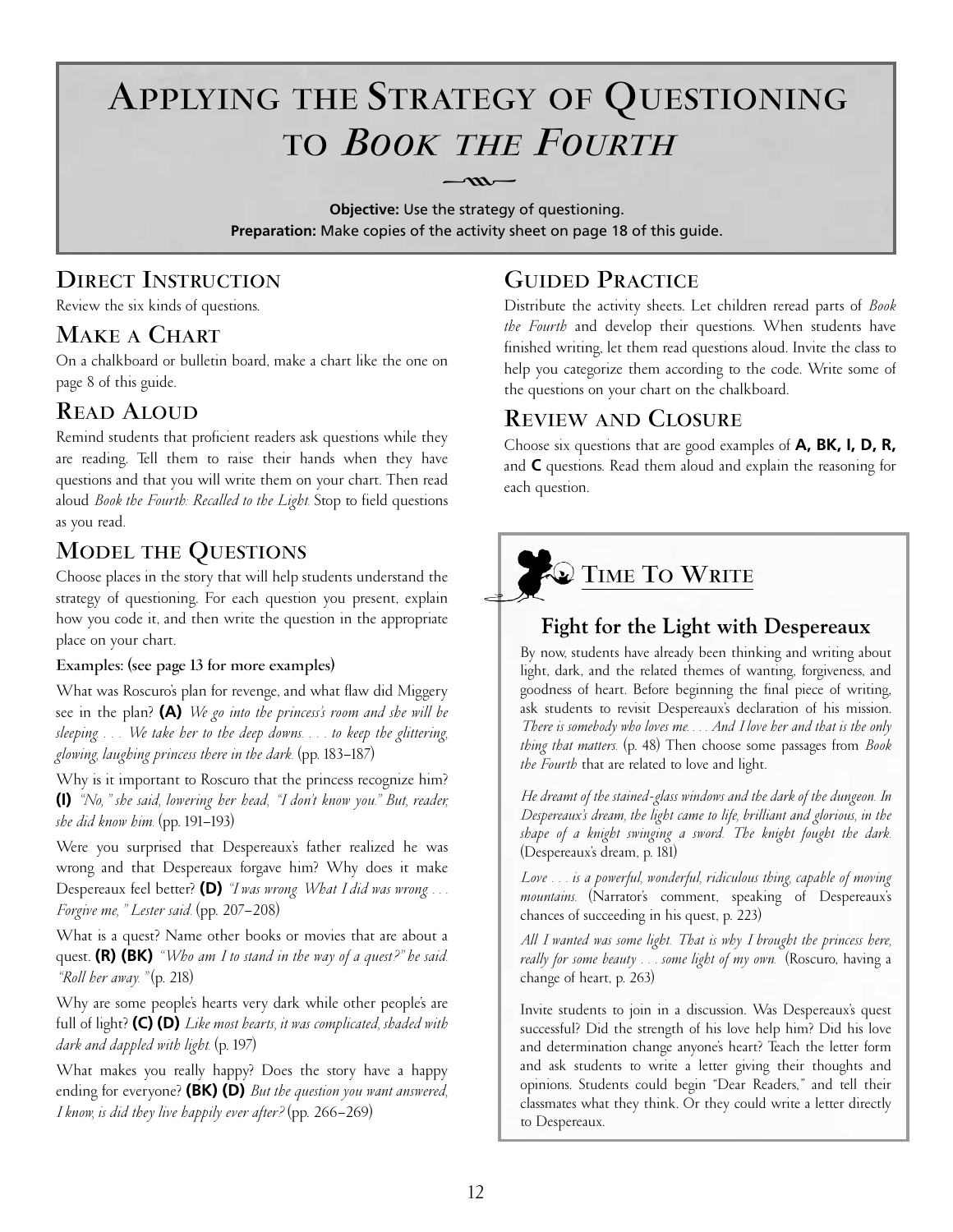# Applying the Strategy of Questioning to *Book the Fourth*

**Objective:** Use the strategy of questioning.
**Preparation:** Make copies of the activity sheet on page 18 of this guide.

## Direct Instruction

Review the six kinds of questions.

## Make a Chart

On a chalkboard or bulletin board, make a chart like the one on page 8 of this guide.

## Read Aloud

Remind students that proficient readers ask questions while they are reading. Tell them to raise their hands when they have questions and that you will write them on your chart. Then read aloud *Book the Fourth: Recalled to the Light.* Stop to field questions as you read.

## Model the Questions

Choose places in the story that will help students understand the strategy of questioning. For each question you present, explain how you code it, and then write the question in the appropriate place on your chart.

**Examples: (see page 13 for more examples)**

What was Roscuro's plan for revenge, and what flaw did Miggery see in the plan? **(A)** *We go into the princess's room and she will be sleeping . . . We take her to the deep downs. . . . to keep the glittering, glowing, laughing princess there in the dark.* (pp. 183–187)

Why is it important to Roscuro that the princess recognize him? **(I)** *"No," she said, lowering her head, "I don't know you." But, reader, she did know him.* (pp. 191–193)

Were you surprised that Despereaux's father realized he was wrong and that Despereaux forgave him? Why does it make Despereaux feel better? **(D)** *"I was wrong. What I did was wrong . . . Forgive me," Lester said.* (pp. 207–208)

What is a quest? Name other books or movies that are about a quest. **(R) (BK)** *"Who am I to stand in the way of a quest?" he said. "Roll her away."* (p. 218)

Why are some people's hearts very dark while other people's are full of light? **(C) (D)** *Like most hearts, it was complicated, shaded with dark and dappled with light.* (p. 197)

What makes you really happy? Does the story have a happy ending for everyone? **(BK) (D)** *But the question you want answered, I know, is did they live happily ever after?* (pp. 266–269)

## Guided Practice

Distribute the activity sheets. Let children reread parts of *Book the Fourth* and develop their questions. When students have finished writing, let them read questions aloud. Invite the class to help you categorize them according to the code. Write some of the questions on your chart on the chalkboard.

## Review and Closure

Choose six questions that are good examples of **A, BK, I, D, R,** and **C** questions. Read them aloud and explain the reasoning for each question.

## Time To Write

### Fight for the Light with Despereaux

By now, students have already been thinking and writing about light, dark, and the related themes of wanting, forgiveness, and goodness of heart. Before beginning the final piece of writing, ask students to revisit Despereaux's declaration of his mission. *There is somebody who loves me. . . . And I love her and that is the only thing that matters.* (p. 48) Then choose some passages from *Book the Fourth* that are related to love and light.

*He dreamt of the stained-glass windows and the dark of the dungeon. In Despereaux's dream, the light came to life, brilliant and glorious, in the shape of a knight swinging a sword. The knight fought the dark.* (Despereaux's dream, p. 181)

*Love . . . is a powerful, wonderful, ridiculous thing, capable of moving mountains.* (Narrator's comment, speaking of Despereaux's chances of succeeding in his quest, p. 223)

*All I wanted was some light. That is why I brought the princess here, really for some beauty . . . some light of my own.* (Roscuro, having a change of heart, p. 263)

Invite students to join in a discussion. Was Despereaux's quest successful? Did the strength of his love help him? Did his love and determination change anyone's heart? Teach the letter form and ask students to write a letter giving their thoughts and opinions. Students could begin "Dear Readers," and tell their classmates what they think. Or they could write a letter directly to Despereaux.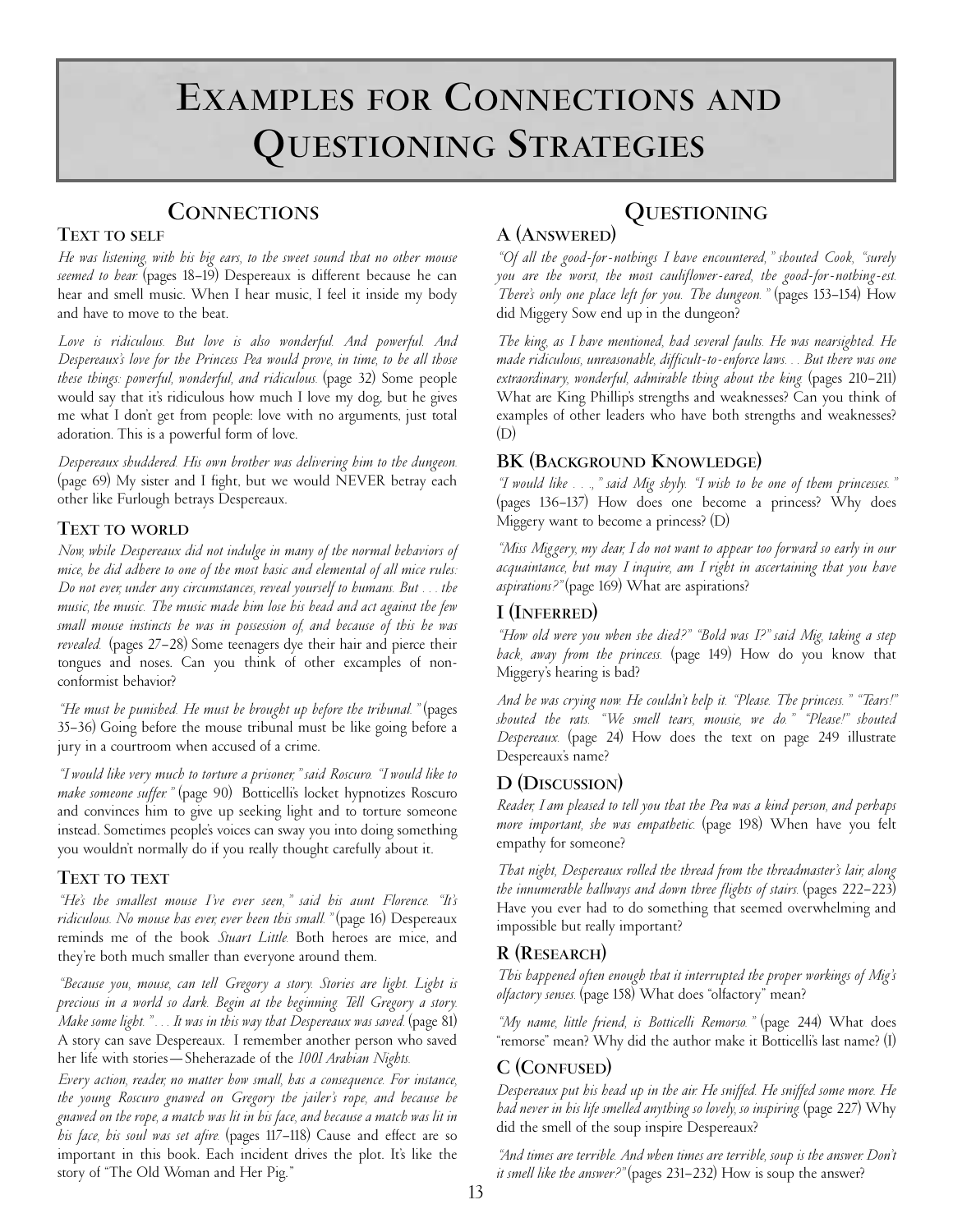# Examples for Connections and Questioning Strategies

## Connections

### Text to self

*He was listening, with his big ears, to the sweet sound that no other mouse seemed to hear.* (pages 18–19) Despereaux is different because he can hear and smell music. When I hear music, I feel it inside my body and have to move to the beat.

*Love is ridiculous. But love is also wonderful. And powerful. And Despereaux's love for the Princess Pea would prove, in time, to be all those these things: powerful, wonderful, and ridiculous.* (page 32) Some people would say that it's ridiculous how much I love my dog, but he gives me what I don't get from people: love with no arguments, just total adoration. This is a powerful form of love.

*Despereaux shuddered. His own brother was delivering him to the dungeon.* (page 69) My sister and I fight, but we would NEVER betray each other like Furlough betrays Despereaux.

### Text to world

*Now, while Despereaux did not indulge in many of the normal behaviors of mice, he did adhere to one of the most basic and elemental of all mice rules: Do not ever, under any circumstances, reveal yourself to humans. But . . . the music, the music. The music made him lose his head and act against the few small mouse instincts he was in possession of, and because of this he was revealed.* (pages 27–28) Some teenagers dye their hair and pierce their tongues and noses. Can you think of other excamples of non-conformist behavior?

*"He must be punished. He must be brought up before the tribunal."* (pages 35–36) Going before the mouse tribunal must be like going before a jury in a courtroom when accused of a crime.

*"I would like very much to torture a prisoner," said Roscuro. "I would like to make someone suffer."* (page 90) Botticelli's locket hypnotizes Roscuro and convinces him to give up seeking light and to torture someone instead. Sometimes people's voices can sway you into doing something you wouldn't normally do if you really thought carefully about it.

### Text to text

*"He's the smallest mouse I've ever seen," said his aunt Florence. "It's ridiculous. No mouse has ever, ever been this small."* (page 16) Despereaux reminds me of the book *Stuart Little*. Both heroes are mice, and they're both much smaller than everyone around them.

*"Because you, mouse, can tell Gregory a story. Stories are light. Light is precious in a world so dark. Begin at the beginning. Tell Gregory a story. Make some light." . . . It was in this way that Despereaux was saved.* (page 81) A story can save Despereaux. I remember another person who saved her life with stories—Sheherazade of the *1001 Arabian Nights*.

*Every action, reader, no matter how small, has a consequence. For instance, the young Roscuro gnawed on Gregory the jailer's rope, and because he gnawed on the rope, a match was lit in his face, and because a match was lit in his face, his soul was set afire.* (pages 117–118) Cause and effect are so important in this book. Each incident drives the plot. It's like the story of "The Old Woman and Her Pig."

## Questioning

### A (Answered)

*"Of all the good-for-nothings I have encountered," shouted Cook, "surely you are the worst, the most cauliflower-eared, the good-for-nothing-est. There's only one place left for you. The dungeon."* (pages 153–154) How did Miggery Sow end up in the dungeon?

*The king, as I have mentioned, had several faults. He was nearsighted. He made ridiculous, unreasonable, difficult-to-enforce laws. . . But there was one extraordinary, wonderful, admirable thing about the king* (pages 210–211) What are King Phillip's strengths and weaknesses? Can you think of examples of other leaders who have both strengths and weaknesses? (D)

### BK (Background Knowledge)

*"I would like . . . ," said Mig shyly. "I wish to be one of them princesses."* (pages 136–137) How does one become a princess? Why does Miggery want to become a princess? (D)

*"Miss Miggery, my dear, I do not want to appear too forward so early in our acquaintance, but may I inquire, am I right in ascertaining that you have aspirations?"* (page 169) What are aspirations?

### I (Inferred)

*"How old were you when she died?" "Bold was I?" said Mig, taking a step back, away from the princess.* (page 149) How do you know that Miggery's hearing is bad?

*And he was crying now. He couldn't help it. "Please. The princess." "Tears!" shouted the rats. "We smell tears, mousie, we do." "Please!" shouted Despereaux.* (page 24) How does the text on page 249 illustrate Despereaux's name?

### D (Discussion)

*Reader, I am pleased to tell you that the Pea was a kind person, and perhaps more important, she was empathetic.* (page 198) When have you felt empathy for someone?

*That night, Despereaux rolled the thread from the threadmaster's lair, along the innumerable hallways and down three flights of stairs.* (pages 222–223) Have you ever had to do something that seemed overwhelming and impossible but really important?

### R (Research)

*This happened often enough that it interrupted the proper workings of Mig's olfactory senses.* (page 158) What does "olfactory" mean?

*"My name, little friend, is Botticelli Remorso."* (page 244) What does "remorse" mean? Why did the author make it Botticelli's last name? (I)

### C (Confused)

*Despereaux put his head up in the air. He sniffed. He sniffed some more. He had never in his life smelled anything so lovely, so inspiring* (page 227) Why did the smell of the soup inspire Despereaux?

*"And times are terrible. And when times are terrible, soup is the answer. Don't it smell like the answer?"* (pages 231–232) How is soup the answer?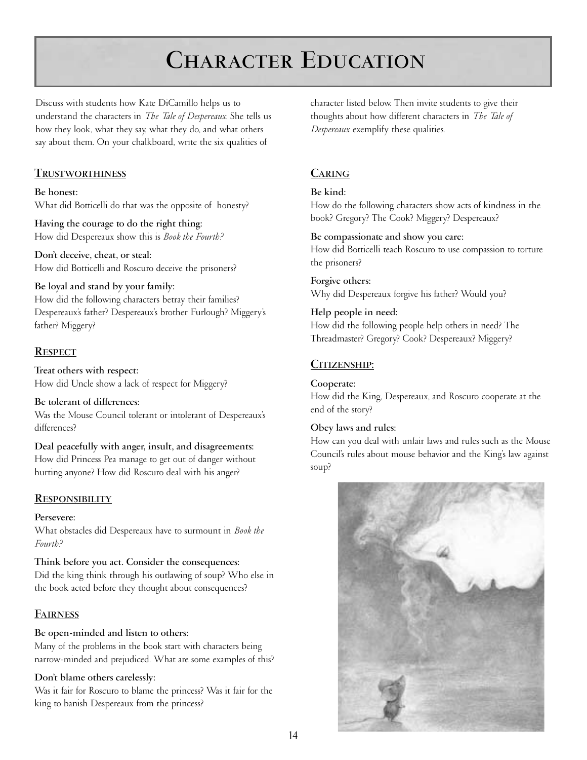# Character Education

Discuss with students how Kate DiCamillo helps us to understand the characters in *The Tale of Despereaux.* She tells us how they look, what they say, what they do, and what others say about them. On your chalkboard, write the six qualities of character listed below. Then invite students to give their thoughts about how different characters in *The Tale of Despereaux* exemplify these qualities.

## Trustworthiness

**Be honest:**
What did Botticelli do that was the opposite of honesty?

**Having the courage to do the right thing:**
How did Despereaux show this is *Book the Fourth?*

**Don't deceive, cheat, or steal:**
How did Botticelli and Roscuro deceive the prisoners?

**Be loyal and stand by your family:**
How did the following characters betray their families? Despereaux's father? Despereaux's brother Furlough? Miggery's father? Miggery?

## Respect

**Treat others with respect:**
How did Uncle show a lack of respect for Miggery?

**Be tolerant of differences:**
Was the Mouse Council tolerant or intolerant of Despereaux's differences?

**Deal peacefully with anger, insult, and disagreements:**
How did Princess Pea manage to get out of danger without hurting anyone? How did Roscuro deal with his anger?

## Responsibility

**Persevere:**
What obstacles did Despereaux have to surmount in *Book the Fourth?*

**Think before you act. Consider the consequences:**
Did the king think through his outlawing of soup? Who else in the book acted before they thought about consequences?

## Fairness

**Be open-minded and listen to others:**
Many of the problems in the book start with characters being narrow-minded and prejudiced. What are some examples of this?

**Don't blame others carelessly:**
Was it fair for Roscuro to blame the princess? Was it fair for the king to banish Despereaux from the princess?

## Caring

**Be kind:**
How do the following characters show acts of kindness in the book? Gregory? The Cook? Miggery? Despereaux?

**Be compassionate and show you care:**
How did Botticelli teach Roscuro to use compassion to torture the prisoners?

**Forgive others:**
Why did Despereaux forgive his father? Would you?

**Help people in need:**
How did the following people help others in need? The Threadmaster? Gregory? Cook? Despereaux? Miggery?

## Citizenship:

**Cooperate:**
How did the King, Despereaux, and Roscuro cooperate at the end of the story?

**Obey laws and rules:**
How can you deal with unfair laws and rules such as the Mouse Council's rules about mouse behavior and the King's law against soup?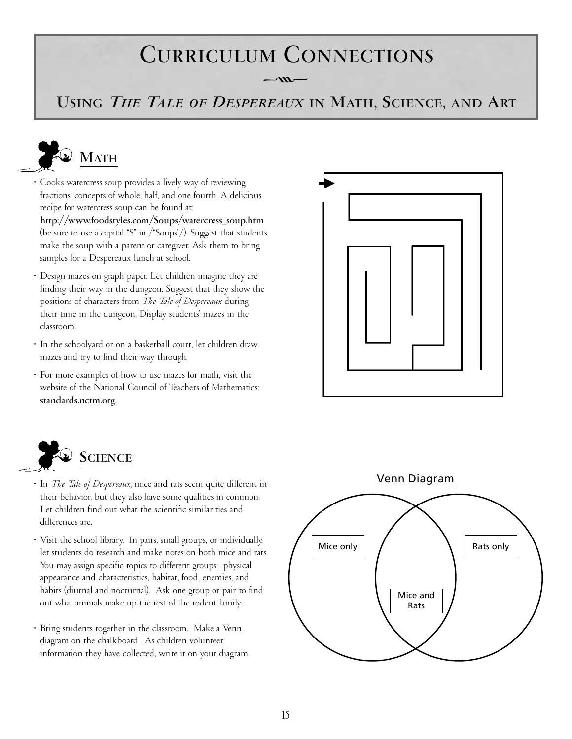# Curriculum Connections

## Using *The Tale of Despereaux* in Math, Science, and Art

### Math

- Cook's watercress soup provides a lively way of reviewing fractions: concepts of whole, half, and one fourth. A delicious recipe for watercress soup can be found at: **http://www.foodstyles.com/Soups/watercress_soup.htm** (be sure to use a capital "S" in /"Soups"/). Suggest that students make the soup with a parent or caregiver. Ask them to bring samples for a Despereaux lunch at school.
- Design mazes on graph paper. Let children imagine they are finding their way in the dungeon. Suggest that they show the positions of characters from *The Tale of Despereaux* during their time in the dungeon. Display students' mazes in the classroom.
- In the schoolyard or on a basketball court, let children draw mazes and try to find their way through.
- For more examples of how to use mazes for math, visit the website of the National Council of Teachers of Mathematics: **standards.nctm.org.**

### Science

- In *The Tale of Despereaux,* mice and rats seem quite different in their behavior, but they also have some qualities in common. Let children find out what the scientific similarities and differences are.
- Visit the school library. In pairs, small groups, or individually, let students do research and make notes on both mice and rats. You may assign specific topics to different groups: physical appearance and characteristics, habitat, food, enemies, and habits (diurnal and nocturnal). Ask one group or pair to find out what animals make up the rest of the rodent family.
- Bring students together in the classroom. Make a Venn diagram on the chalkboard. As children volunteer information they have collected, write it on your diagram.

Venn Diagram

Mice only

Mice and Rats

Rats only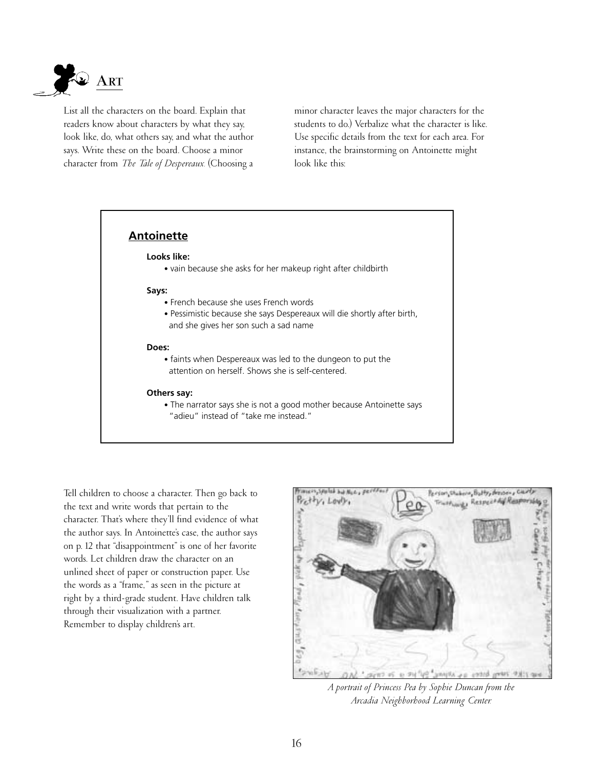# Art

List all the characters on the board. Explain that readers know about characters by what they say, look like, do, what others say, and what the author says. Write these on the board. Choose a minor character from *The Tale of Despereaux*. (Choosing a minor character leaves the major characters for the students to do.) Verbalize what the character is like. Use specific details from the text for each area. For instance, the brainstorming on Antoinette might look like this:

> **Antoinette**
>
> **Looks like:**
> - vain because she asks for her makeup right after childbirth
>
> **Says:**
> - French because she uses French words
> - Pessimistic because she says Despereaux will die shortly after birth, and she gives her son such a sad name
>
> **Does:**
> - faints when Despereaux was led to the dungeon to put the attention on herself. Shows she is self-centered.
>
> **Others say:**
> - The narrator says she is not a good mother because Antoinette says "adieu" instead of "take me instead."

Tell children to choose a character. Then go back to the text and write words that pertain to the character. That's where they'll find evidence of what the author says. In Antoinette's case, the author says on p. 12 that "disappointment" is one of her favorite words. Let children draw the character on an unlined sheet of paper or construction paper. Use the words as a "frame," as seen in the picture at right by a third-grade student. Have children talk through their visualization with a partner. Remember to display children's art.

*A portrait of Princess Pea by Sophie Duncan from the Arcadia Neighborhood Learning Center.*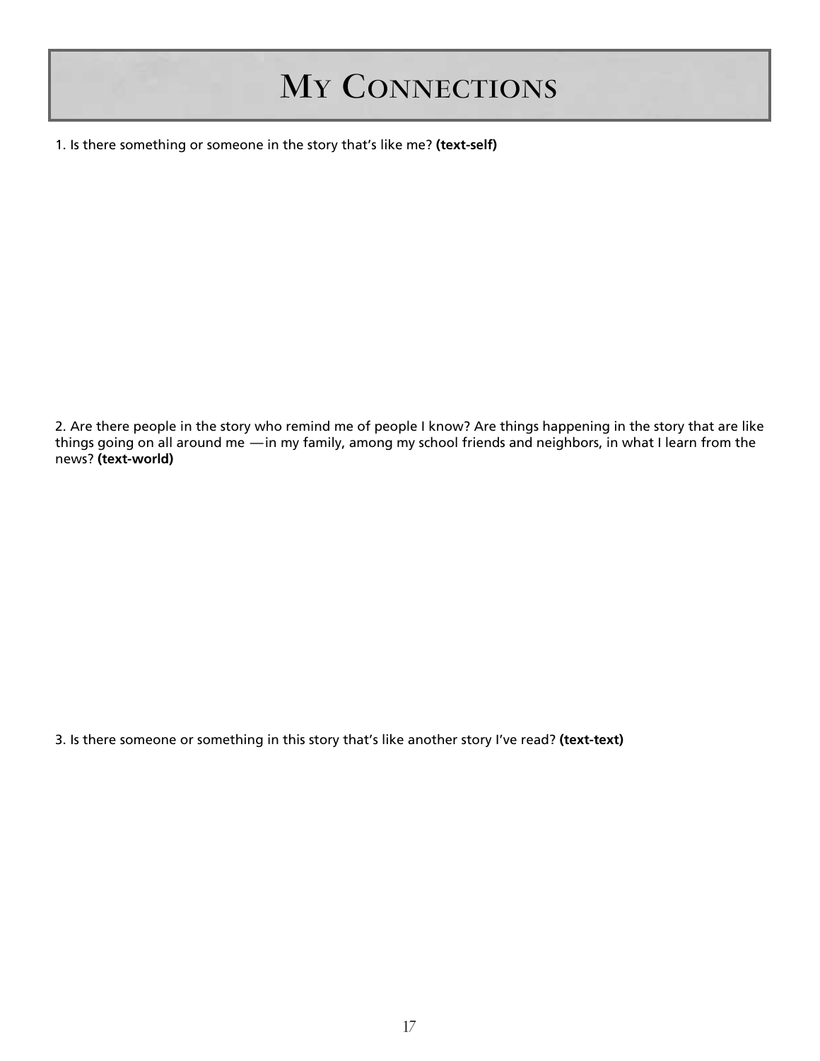# My Connections

1. Is there something or someone in the story that's like me? **(text-self)**

2. Are there people in the story who remind me of people I know? Are things happening in the story that are like things going on all around me —in my family, among my school friends and neighbors, in what I learn from the news? **(text-world)**

3. Is there someone or something in this story that's like another story I've read? **(text-text)**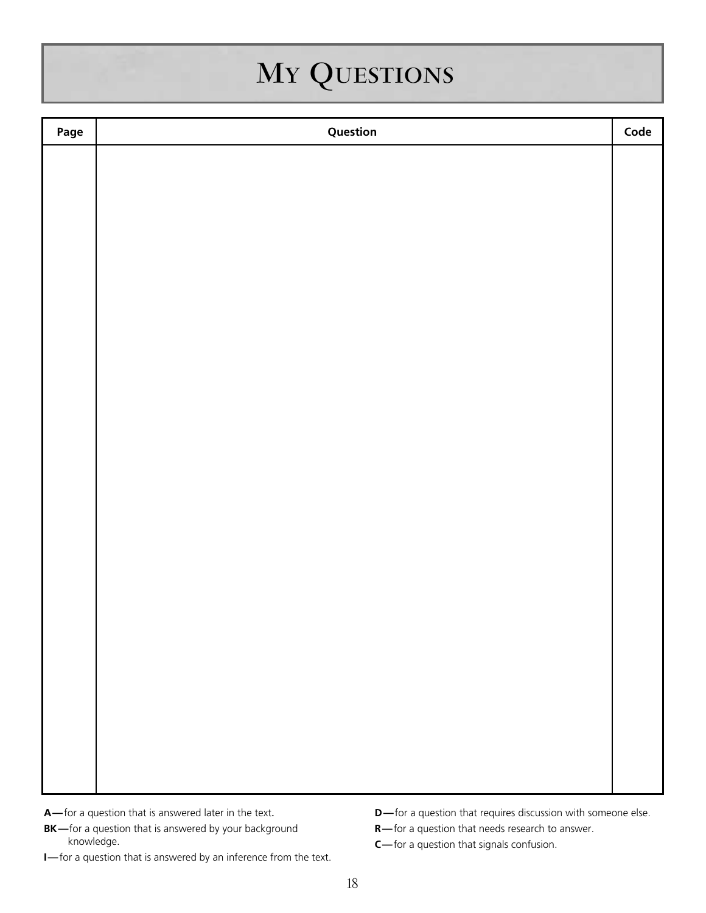# My Questions

| Page | Question | Code |
| --- | --- | --- |
| | | |

**A—** for a question that is answered later in the text.

**BK—** for a question that is answered by your background knowledge.

**I—** for a question that is answered by an inference from the text.

**D—** for a question that requires discussion with someone else.

**R—** for a question that needs research to answer.

**C—** for a question that signals confusion.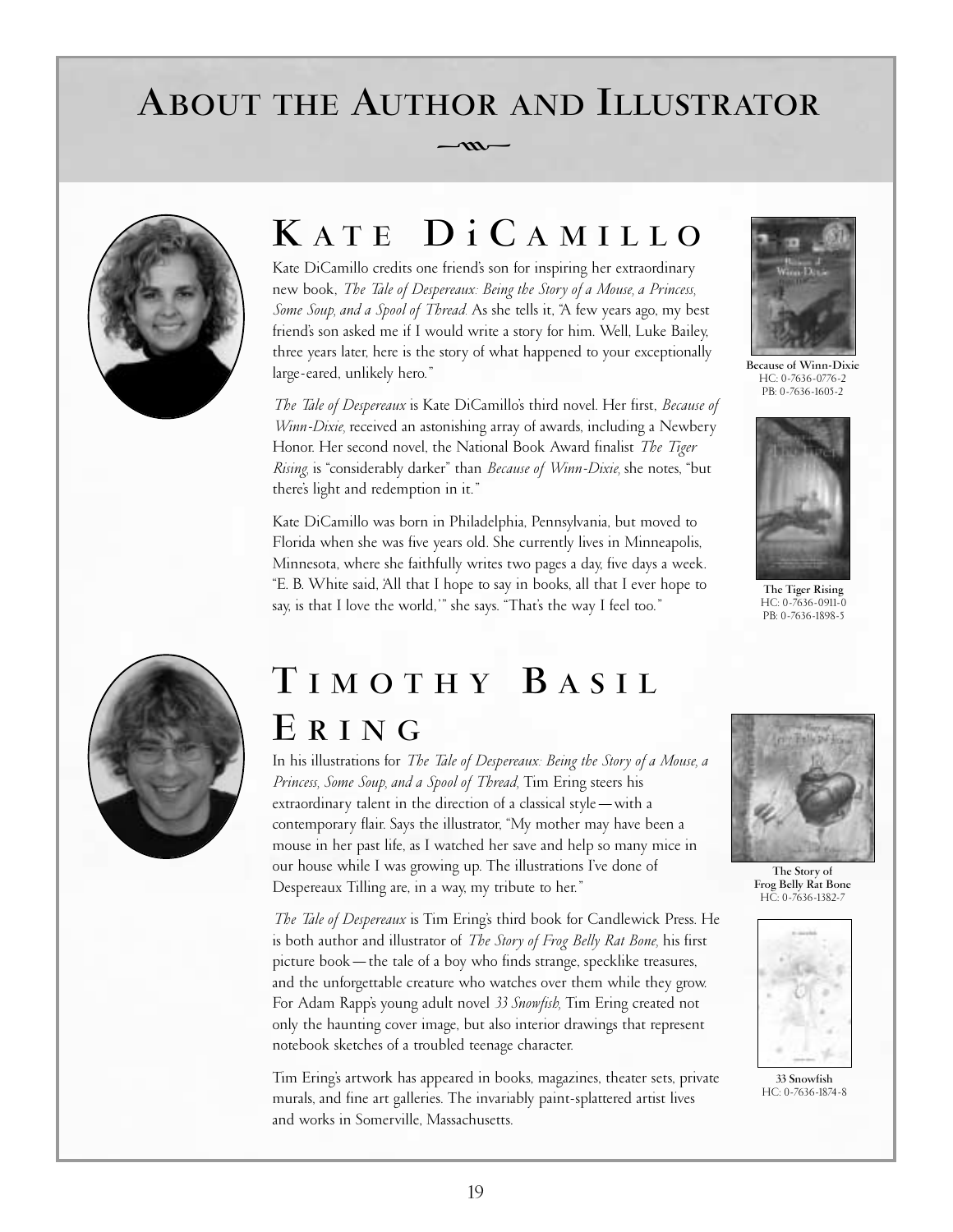# About the Author and Illustrator

## Kate DiCamillo

Kate DiCamillo credits one friend's son for inspiring her extraordinary new book, *The Tale of Despereaux: Being the Story of a Mouse, a Princess, Some Soup, and a Spool of Thread.* As she tells it, "A few years ago, my best friend's son asked me if I would write a story for him. Well, Luke Bailey, three years later, here is the story of what happened to your exceptionally large-eared, unlikely hero."

*The Tale of Despereaux* is Kate DiCamillo's third novel. Her first, *Because of Winn-Dixie,* received an astonishing array of awards, including a Newbery Honor. Her second novel, the National Book Award finalist *The Tiger Rising,* is "considerably darker" than *Because of Winn-Dixie,* she notes, "but there's light and redemption in it."

Kate DiCamillo was born in Philadelphia, Pennsylvania, but moved to Florida when she was five years old. She currently lives in Minneapolis, Minnesota, where she faithfully writes two pages a day, five days a week. "E. B. White said, 'All that I hope to say in books, all that I ever hope to say, is that I love the world,'" she says. "That's the way I feel too."

**Because of Winn-Dixie**
HC: 0-7636-0776-2
PB: 0-7636-1605-2

**The Tiger Rising**
HC: 0-7636-0911-0
PB: 0-7636-1898-5

## Timothy Basil Ering

In his illustrations for *The Tale of Despereaux: Being the Story of a Mouse, a Princess, Some Soup, and a Spool of Thread,* Tim Ering steers his extraordinary talent in the direction of a classical style—with a contemporary flair. Says the illustrator, "My mother may have been a mouse in her past life, as I watched her save and help so many mice in our house while I was growing up. The illustrations I've done of Despereaux Tilling are, in a way, my tribute to her."

*The Tale of Despereaux* is Tim Ering's third book for Candlewick Press. He is both author and illustrator of *The Story of Frog Belly Rat Bone,* his first picture book—the tale of a boy who finds strange, specklike treasures, and the unforgettable creature who watches over them while they grow. For Adam Rapp's young adult novel *33 Snowfish,* Tim Ering created not only the haunting cover image, but also interior drawings that represent notebook sketches of a troubled teenage character.

Tim Ering's artwork has appeared in books, magazines, theater sets, private murals, and fine art galleries. The invariably paint-splattered artist lives and works in Somerville, Massachusetts.

**The Story of Frog Belly Rat Bone**
HC: 0-7636-1382-7

**33 Snowfish**
HC: 0-7636-1874-8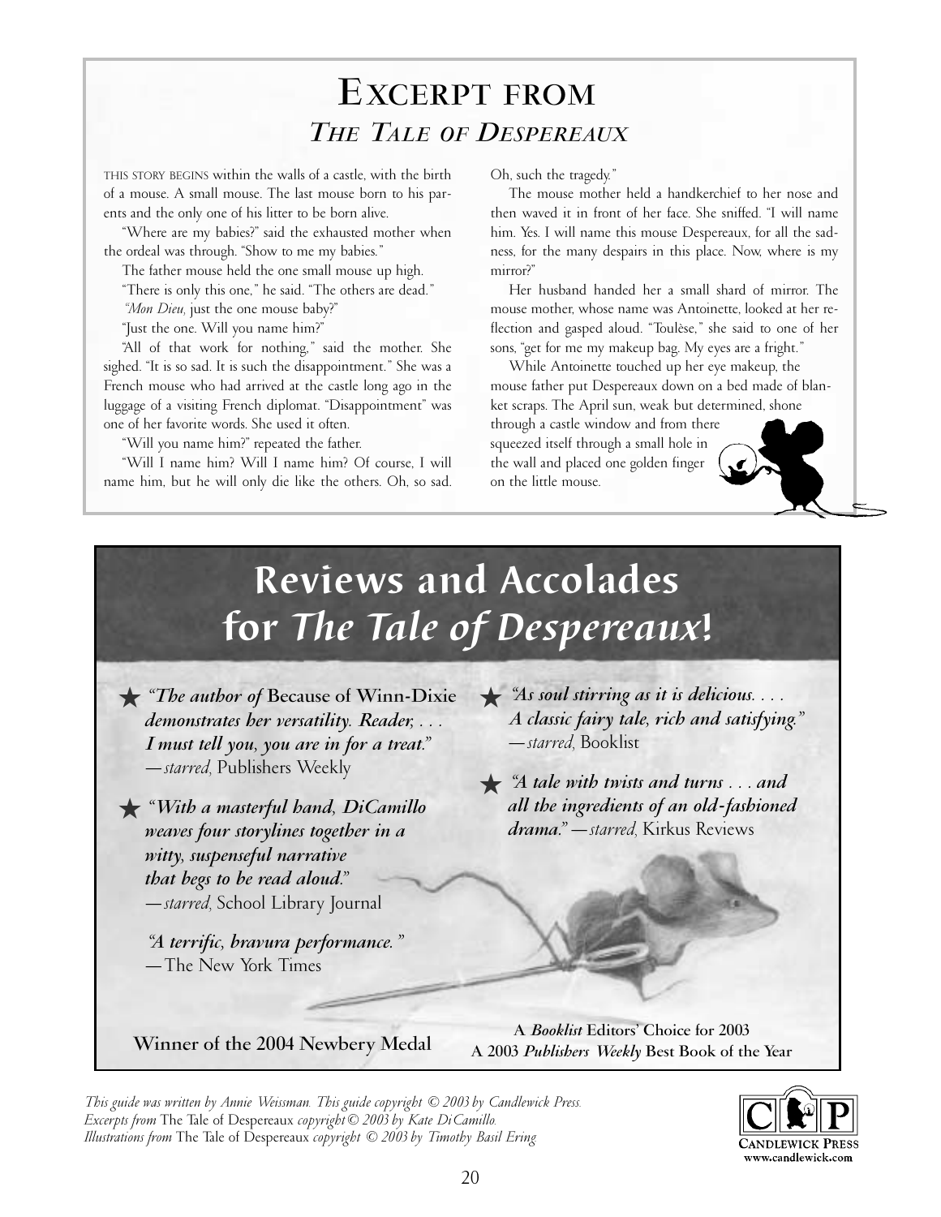# Excerpt from *The Tale of Despereaux*

THIS STORY BEGINS within the walls of a castle, with the birth of a mouse. A small mouse. The last mouse born to his parents and the only one of his litter to be born alive.

"Where are my babies?" said the exhausted mother when the ordeal was through. "Show to me my babies."

The father mouse held the one small mouse up high.

"There is only this one," he said. "The others are dead."

*"Mon Dieu,* just the one mouse baby?"

"Just the one. Will you name him?"

"All of that work for nothing," said the mother. She sighed. "It is so sad. It is such the disappointment." She was a French mouse who had arrived at the castle long ago in the luggage of a visiting French diplomat. "Disappointment" was one of her favorite words. She used it often.

"Will you name him?" repeated the father.

"Will I name him? Will I name him? Of course, I will name him, but he will only die like the others. Oh, so sad. Oh, such the tragedy."

The mouse mother held a handkerchief to her nose and then waved it in front of her face. She sniffed. "I will name him. Yes. I will name this mouse Despereaux, for all the sadness, for the many despairs in this place. Now, where is my mirror?"

Her husband handed her a small shard of mirror. The mouse mother, whose name was Antoinette, looked at her reflection and gasped aloud. "Toulèse," she said to one of her sons, "get for me my makeup bag. My eyes are a fright."

While Antoinette touched up her eye makeup, the mouse father put Despereaux down on a bed made of blanket scraps. The April sun, weak but determined, shone through a castle window and from there squeezed itself through a small hole in the wall and placed one golden finger on the little mouse.

# Reviews and Accolades for *The Tale of Despereaux*!

★ ***"The author of* Because of Winn-Dixie *demonstrates her versatility. Reader, . . . I must tell you, you are in for a treat."***
—*starred,* Publishers Weekly

★ ***"With a masterful hand, DiCamillo weaves four storylines together in a witty, suspenseful narrative that begs to be read aloud."***
—*starred,* School Library Journal

***"A terrific, bravura performance."***
—The New York Times

★ ***"As soul stirring as it is delicious. . . . A classic fairy tale, rich and satisfying."***
—*starred,* Booklist

★ ***"A tale with twists and turns . . . and all the ingredients of an old-fashioned drama."*** —*starred,* Kirkus Reviews

**Winner of the 2004 Newbery Medal**

**A *Booklist* Editors' Choice for 2003**
**A 2003 *Publishers Weekly* Best Book of the Year**

*This guide was written by Annie Weissman. This guide copyright © 2003 by Candlewick Press.*
*Excerpts from* The Tale of Despereaux *copyright © 2003 by Kate DiCamillo.*
*Illustrations from* The Tale of Despereaux *copyright © 2003 by Timothy Basil Ering*

CANDLEWICK PRESS
www.candlewick.com